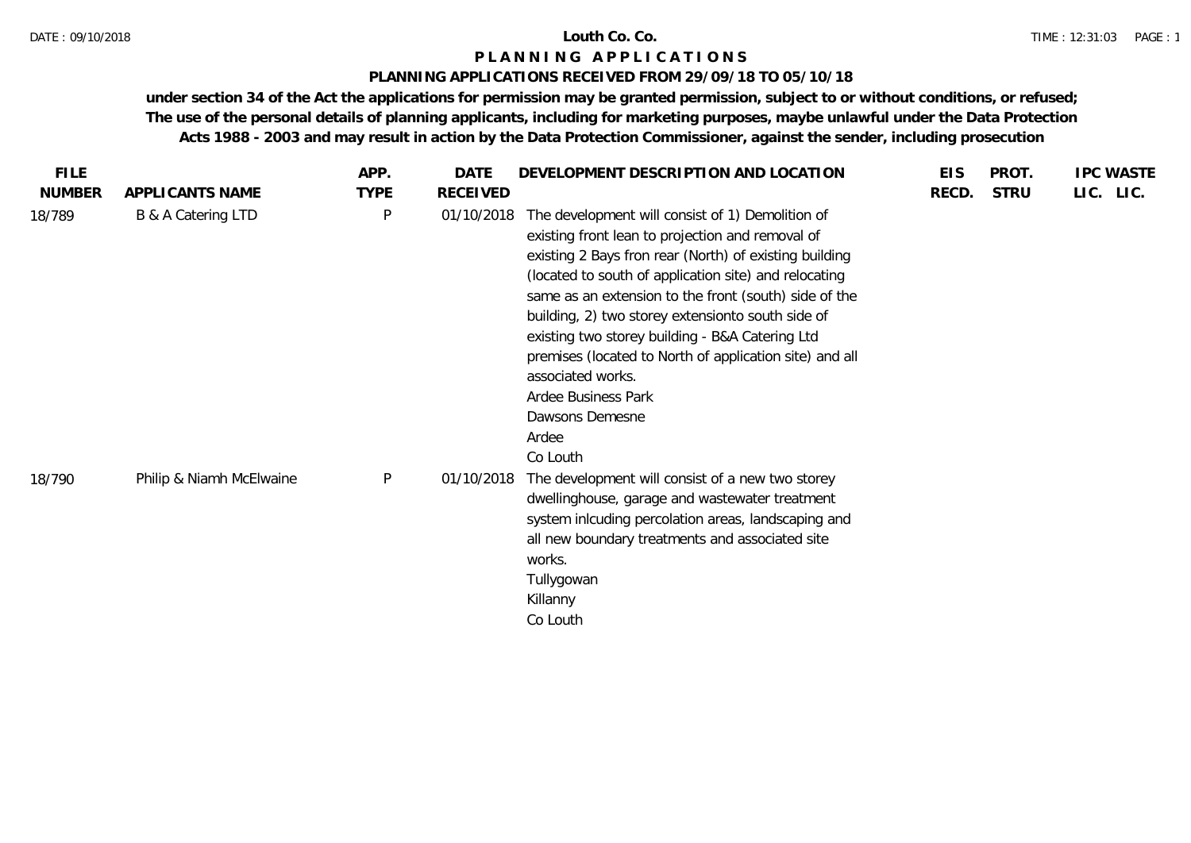# Louth Co. Co.

## P L A N N I N G   A P P L I C A T I O N S

### PLANNING APPLICATIONS RECEIVED FROM 29/09/18 TO 05/10/18

**under section 34 of the Act the applications for permission may be granted permission, subject to or without conditions, or refused; The use of the personal details of planning applicants, including for marketing purposes, maybe unlawful under the Data Protection Acts 1988 - 2003 and may result in action by the Data Protection Commissioner, against the sender, including prosecution**

| FILE NUMBER | APPLICANTS NAME | APP. TYPE | DATE RECEIVED | DEVELOPMENT DESCRIPTION AND LOCATION | EIS RECD. | PROT. STRU | IPC LIC. | WASTE LIC. |
|---|---|---|---|---|---|---|---|---|
| 18/789 | B & A Catering LTD | P | 01/10/2018 | The development will consist of 1) Demolition of existing front lean to projection and removal of existing 2 Bays fron rear (North) of existing building (located to south of application site) and relocating same as an extension to the front (south) side of the building, 2) two storey extensionto south side of existing two storey building - B&A Catering Ltd premises (located to North of application site) and all associated works.<br>Ardee Business Park<br>Dawsons Demesne<br>Ardee<br>Co Louth | | | | |
| 18/790 | Philip & Niamh McElwaine | P | 01/10/2018 | The development will consist of a new two storey dwellinghouse, garage and wastewater treatment system inlcuding percolation areas, landscaping and all new boundary treatments and associated site works.<br>Tullygowan<br>Killanny<br>Co Louth | | | | |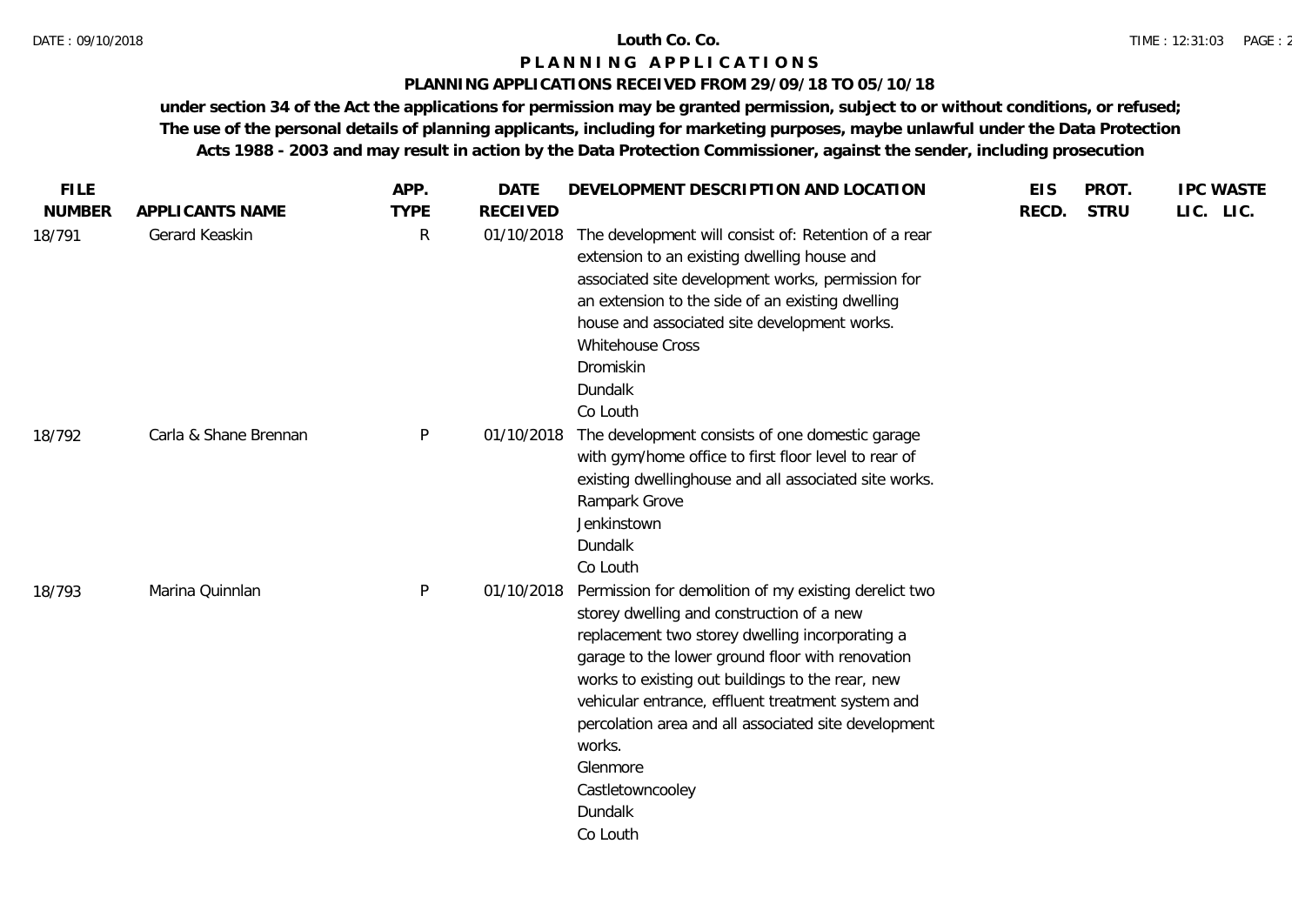# Louth Co. Co.

## P L A N N I N G A P P L I C A T I O N S

### PLANNING APPLICATIONS RECEIVED FROM 29/09/18 TO 05/10/18

**under section 34 of the Act the applications for permission may be granted permission, subject to or without conditions, or refused; The use of the personal details of planning applicants, including for marketing purposes, maybe unlawful under the Data Protection Acts 1988 - 2003 and may result in action by the Data Protection Commissioner, against the sender, including prosecution**

| FILE NUMBER | APPLICANTS NAME | APP. TYPE | DATE RECEIVED | DEVELOPMENT DESCRIPTION AND LOCATION | EIS RECD. | PROT. STRU | IPC LIC. | WASTE LIC. |
|---|---|---|---|---|---|---|---|---|
| 18/791 | Gerard Keaskin | R | 01/10/2018 | The development will consist of: Retention of a rear extension to an existing dwelling house and associated site development works, permission for an extension to the side of an existing dwelling house and associated site development works. Whitehouse Cross Dromiskin Dundalk Co Louth | | | | |
| 18/792 | Carla & Shane Brennan | P | 01/10/2018 | The development consists of one domestic garage with gym/home office to first floor level to rear of existing dwellinghouse and all associated site works. Rampark Grove Jenkinstown Dundalk Co Louth | | | | |
| 18/793 | Marina Quinnlan | P | 01/10/2018 | Permission for demolition of my existing derelict two storey dwelling and construction of a new replacement two storey dwelling incorporating a garage to the lower ground floor with renovation works to existing out buildings to the rear, new vehicular entrance, effluent treatment system and percolation area and all associated site development works. Glenmore Castletowncooley Dundalk Co Louth | | | | |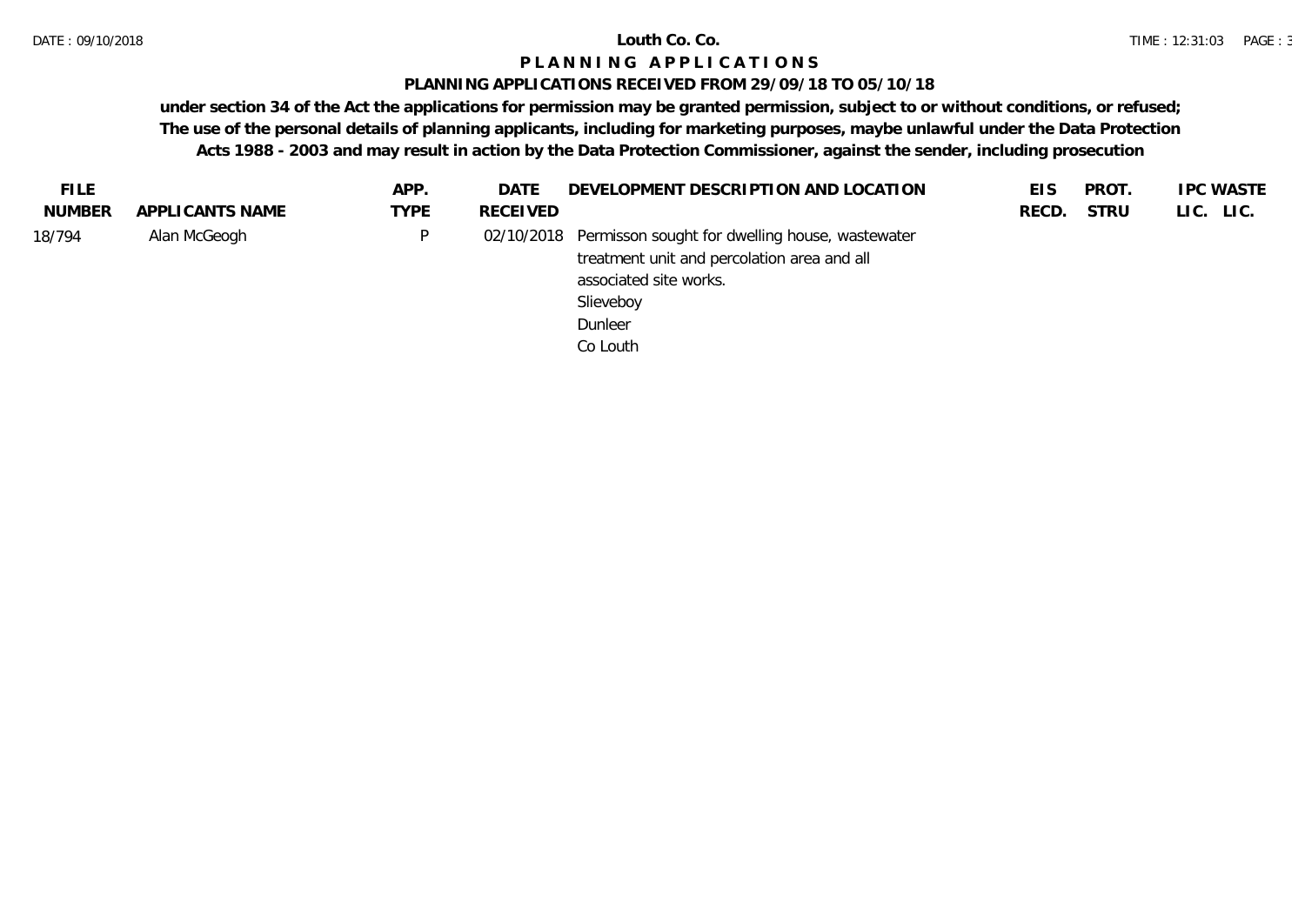# Louth Co. Co.

## PLANNING APPLICATIONS

### PLANNING APPLICATIONS RECEIVED FROM 29/09/18 TO 05/10/18

**under section 34 of the Act the applications for permission may be granted permission, subject to or without conditions, or refused; The use of the personal details of planning applicants, including for marketing purposes, maybe unlawful under the Data Protection Acts 1988 - 2003 and may result in action by the Data Protection Commissioner, against the sender, including prosecution**

| FILE NUMBER | APPLICANTS NAME | APP. TYPE | DATE RECEIVED | DEVELOPMENT DESCRIPTION AND LOCATION | EIS RECD. | PROT. STRU | IPC LIC. | WASTE LIC. |
|---|---|---|---|---|---|---|---|---|
| 18/794 | Alan McGeogh | P | 02/10/2018 | Permisson sought for dwelling house, wastewater treatment unit and percolation area and all associated site works. Slieveboy Dunleer Co Louth | | | | |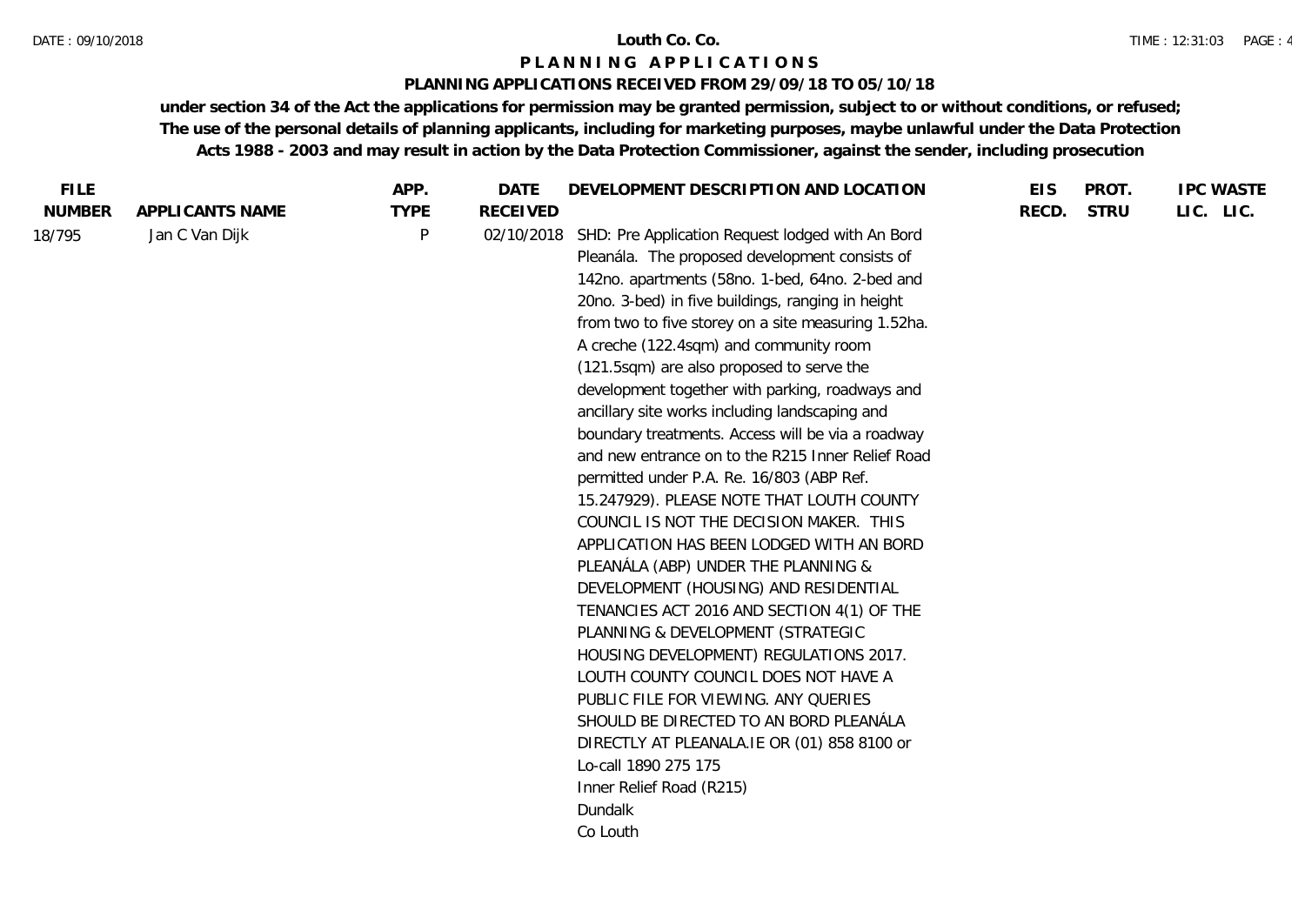# Louth Co. Co.

## PLANNING APPLICATIONS

### PLANNING APPLICATIONS RECEIVED FROM 29/09/18 TO 05/10/18

**under section 34 of the Act the applications for permission may be granted permission, subject to or without conditions, or refused; The use of the personal details of planning applicants, including for marketing purposes, maybe unlawful under the Data Protection Acts 1988 - 2003 and may result in action by the Data Protection Commissioner, against the sender, including prosecution**

| FILE NUMBER | APPLICANTS NAME | APP. TYPE | DATE RECEIVED | DEVELOPMENT DESCRIPTION AND LOCATION | EIS RECD. | PROT. STRU | IPC LIC. | WASTE LIC. |
|---|---|---|---|---|---|---|---|---|
| 18/795 | Jan C Van Dijk | P | 02/10/2018 | SHD: Pre Application Request lodged with An Bord Pleanála. The proposed development consists of 142no. apartments (58no. 1-bed, 64no. 2-bed and 20no. 3-bed) in five buildings, ranging in height from two to five storey on a site measuring 1.52ha. A creche (122.4sqm) and community room (121.5sqm) are also proposed to serve the development together with parking, roadways and ancillary site works including landscaping and boundary treatments. Access will be via a roadway and new entrance on to the R215 Inner Relief Road permitted under P.A. Re. 16/803 (ABP Ref. 15.247929). PLEASE NOTE THAT LOUTH COUNTY COUNCIL IS NOT THE DECISION MAKER. THIS APPLICATION HAS BEEN LODGED WITH AN BORD PLEANÁLA (ABP) UNDER THE PLANNING & DEVELOPMENT (HOUSING) AND RESIDENTIAL TENANCIES ACT 2016 AND SECTION 4(1) OF THE PLANNING & DEVELOPMENT (STRATEGIC HOUSING DEVELOPMENT) REGULATIONS 2017. LOUTH COUNTY COUNCIL DOES NOT HAVE A PUBLIC FILE FOR VIEWING. ANY QUERIES SHOULD BE DIRECTED TO AN BORD PLEANÁLA DIRECTLY AT PLEANALA.IE OR (01) 858 8100 or Lo-call 1890 275 175<br>Inner Relief Road (R215)<br>Dundalk<br>Co Louth | | | | |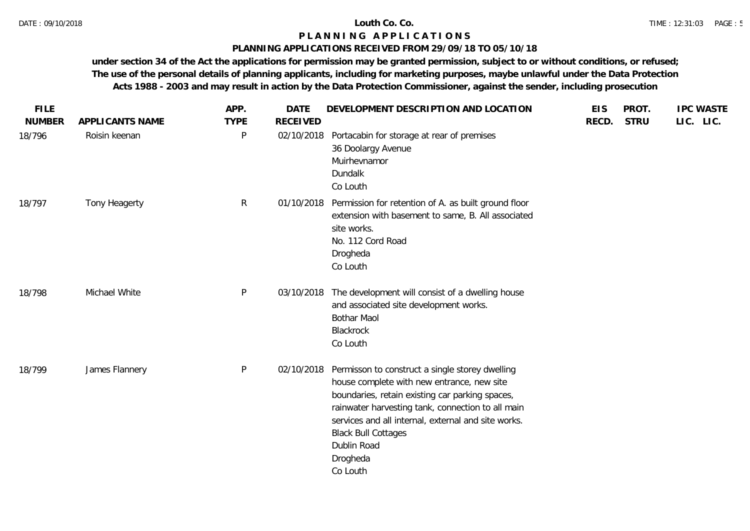**Louth Co. Co.**

# PLANNING APPLICATIONS

## PLANNING APPLICATIONS RECEIVED FROM 29/09/18 TO 05/10/18

**under section 34 of the Act the applications for permission may be granted permission, subject to or without conditions, or refused; The use of the personal details of planning applicants, including for marketing purposes, maybe unlawful under the Data Protection Acts 1988 - 2003 and may result in action by the Data Protection Commissioner, against the sender, including prosecution**

| FILE NUMBER | APPLICANTS NAME | APP. TYPE | DATE RECEIVED | DEVELOPMENT DESCRIPTION AND LOCATION | EIS RECD. | PROT. STRU | IPC LIC. | WASTE LIC. |
|---|---|---|---|---|---|---|---|---|
| 18/796 | Roisin keenan | P | 02/10/2018 | Portacabin for storage at rear of premises<br>36 Doolargy Avenue<br>Muirhevnamor<br>Dundalk<br>Co Louth | | | | |
| 18/797 | Tony Heagerty | R | 01/10/2018 | Permission for retention of A. as built ground floor extension with basement to same, B. All associated site works.<br>No. 112 Cord Road<br>Drogheda<br>Co Louth | | | | |
| 18/798 | Michael White | P | 03/10/2018 | The development will consist of a dwelling house and associated site development works.<br>Bothar Maol<br>Blackrock<br>Co Louth | | | | |
| 18/799 | James Flannery | P | 02/10/2018 | Permisson to construct a single storey dwelling house complete with new entrance, new site boundaries, retain existing car parking spaces, rainwater harvesting tank, connection to all main services and all internal, external and site works.<br>Black Bull Cottages<br>Dublin Road<br>Drogheda<br>Co Louth | | | | |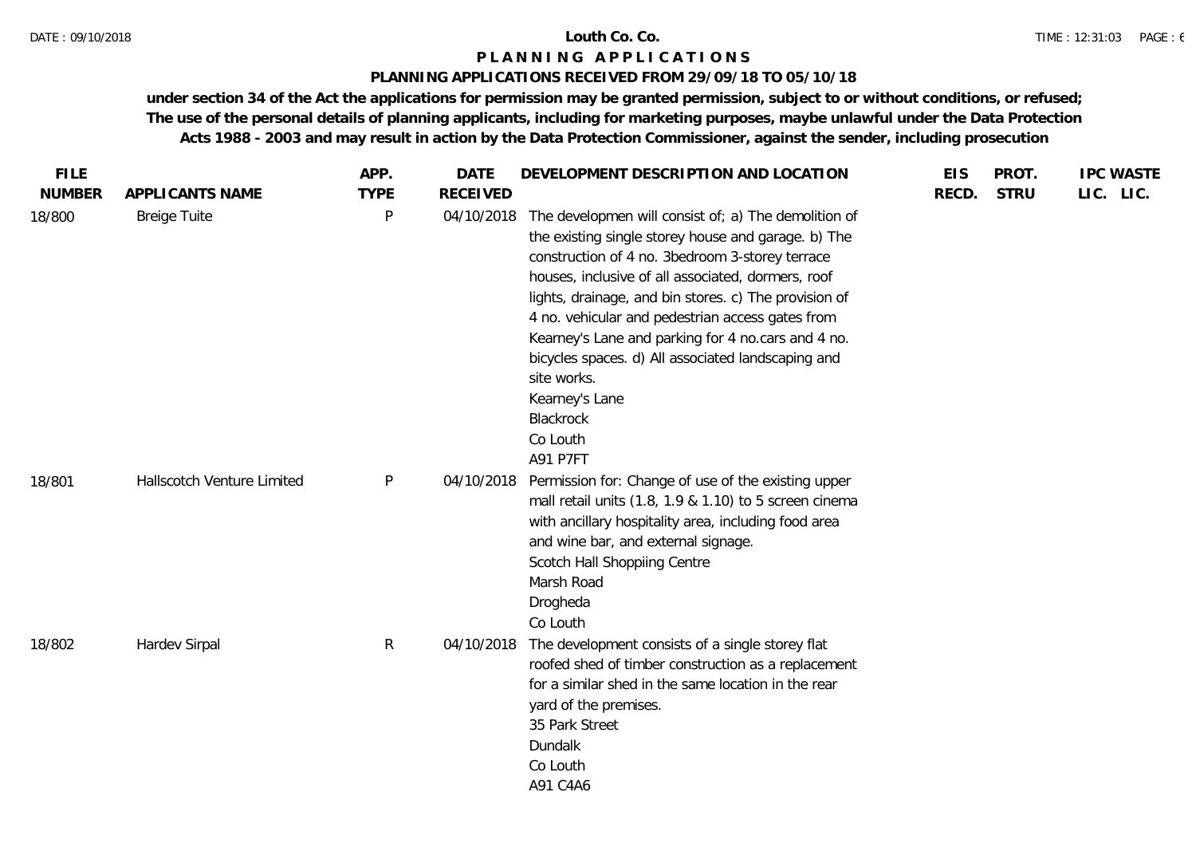**Louth Co. Co.**

**P L A N N I N G   A P P L I C A T I O N S**

**PLANNING APPLICATIONS RECEIVED FROM 29/09/18 TO 05/10/18**

**under section 34 of the Act the applications for permission may be granted permission, subject to or without conditions, or refused; The use of the personal details of planning applicants, including for marketing purposes, maybe unlawful under the Data Protection Acts 1988 - 2003 and may result in action by the Data Protection Commissioner, against the sender, including prosecution**

| FILE NUMBER | APPLICANTS NAME | APP. TYPE | DATE RECEIVED | DEVELOPMENT DESCRIPTION AND LOCATION | EIS RECD. | PROT. STRU | IPC LIC. | WASTE LIC. |
|---|---|---|---|---|---|---|---|---|
| 18/800 | Breige Tuite | P | 04/10/2018 | The developmen will consist of; a) The demolition of the existing single storey house and garage. b) The construction of 4 no. 3bedroom 3-storey terrace houses, inclusive of all associated, dormers, roof lights, drainage, and bin stores. c) The provision of 4 no. vehicular and pedestrian access gates from Kearney's Lane and parking for 4 no.cars and 4 no. bicycles spaces. d) All associated landscaping and site works.<br>Kearney's Lane<br>Blackrock<br>Co Louth<br>A91 P7FT | | | | |
| 18/801 | Hallscotch Venture Limited | P | 04/10/2018 | Permission for: Change of use of the existing upper mall retail units (1.8, 1.9 & 1.10) to 5 screen cinema with ancillary hospitality area, including food area and wine bar, and external signage.<br>Scotch Hall Shoppiing Centre<br>Marsh Road<br>Drogheda<br>Co Louth | | | | |
| 18/802 | Hardev Sirpal | R | 04/10/2018 | The development consists of a single storey flat roofed shed of timber construction as a replacement for a similar shed in the same location in the rear yard of the premises.<br>35 Park Street<br>Dundalk<br>Co Louth<br>A91 C4A6 | | | | |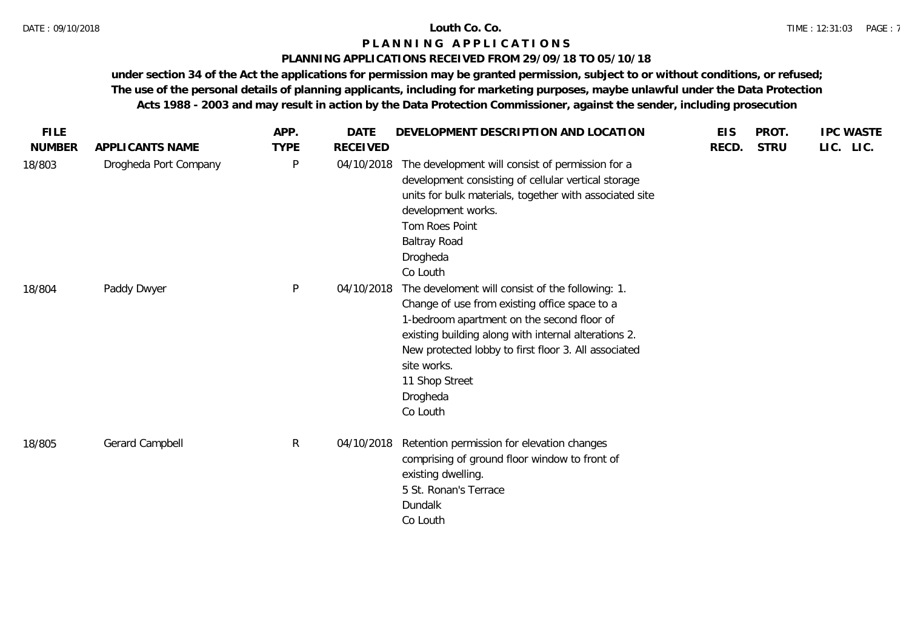**Louth Co. Co.**

# P L A N N I N G   A P P L I C A T I O N S

## PLANNING APPLICATIONS RECEIVED FROM 29/09/18 TO 05/10/18

**under section 34 of the Act the applications for permission may be granted permission, subject to or without conditions, or refused; The use of the personal details of planning applicants, including for marketing purposes, maybe unlawful under the Data Protection Acts 1988 - 2003 and may result in action by the Data Protection Commissioner, against the sender, including prosecution**

| FILE NUMBER | APPLICANTS NAME | APP. TYPE | DATE RECEIVED | DEVELOPMENT DESCRIPTION AND LOCATION | EIS RECD. | PROT. STRU | IPC LIC. | WASTE LIC. |
|---|---|---|---|---|---|---|---|---|
| 18/803 | Drogheda Port Company | P | 04/10/2018 | The development will consist of permission for a development consisting of cellular vertical storage units for bulk materials, together with associated site development works.<br>Tom Roes Point<br>Baltray Road<br>Drogheda<br>Co Louth | | | | |
| 18/804 | Paddy Dwyer | P | 04/10/2018 | The develoment will consist of the following: 1. Change of use from existing office space to a 1-bedroom apartment on the second floor of existing building along with internal alterations 2. New protected lobby to first floor 3. All associated site works.<br>11 Shop Street<br>Drogheda<br>Co Louth | | | | |
| 18/805 | Gerard Campbell | R | 04/10/2018 | Retention permission for elevation changes comprising of ground floor window to front of existing dwelling.<br>5 St. Ronan's Terrace<br>Dundalk<br>Co Louth | | | | |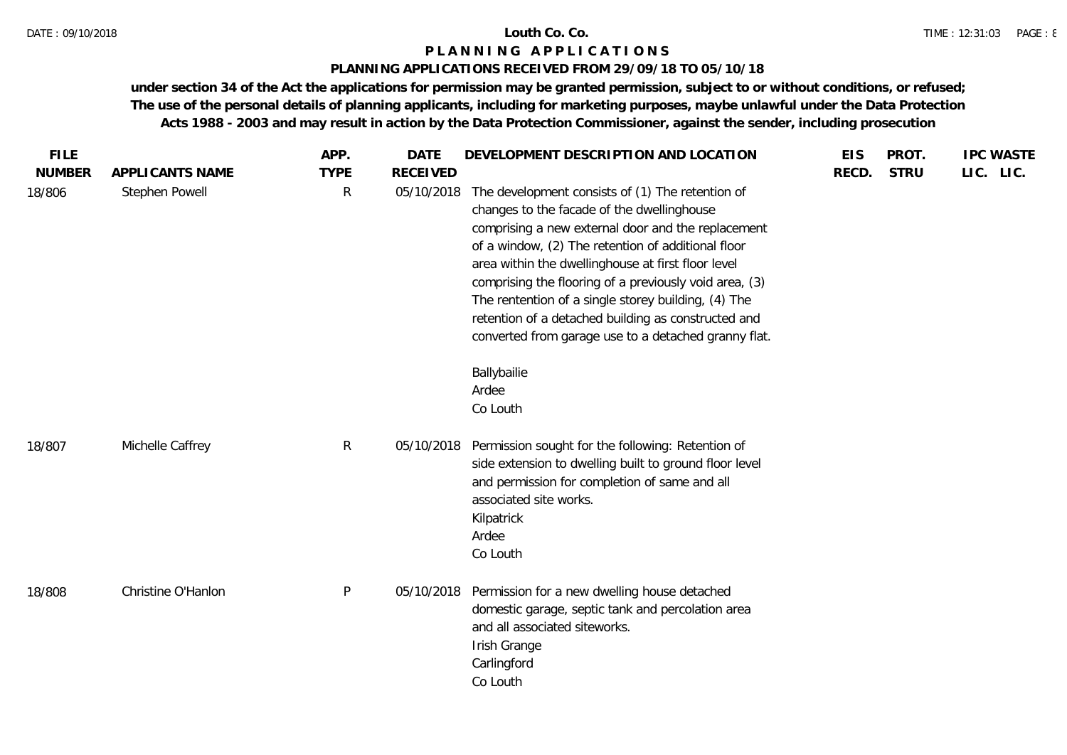**Louth Co. Co.**

**P L A N N I N G   A P P L I C A T I O N S**

**PLANNING APPLICATIONS RECEIVED FROM 29/09/18 TO 05/10/18**

**under section 34 of the Act the applications for permission may be granted permission, subject to or without conditions, or refused; The use of the personal details of planning applicants, including for marketing purposes, maybe unlawful under the Data Protection Acts 1988 - 2003 and may result in action by the Data Protection Commissioner, against the sender, including prosecution**

| FILE NUMBER | APPLICANTS NAME | APP. TYPE | DATE RECEIVED | DEVELOPMENT DESCRIPTION AND LOCATION | EIS RECD. | PROT. STRU | IPC LIC. | WASTE LIC. |
|---|---|---|---|---|---|---|---|---|
| 18/806 | Stephen Powell | R | 05/10/2018 | The development consists of (1) The retention of changes to the facade of the dwellinghouse comprising a new external door and the replacement of a window, (2) The retention of additional floor area within the dwellinghouse at first floor level comprising the flooring of a previously void area, (3) The rentention of a single storey building, (4) The retention of a detached building as constructed and converted from garage use to a detached granny flat.<br><br>Ballybailie<br>Ardee<br>Co Louth | | | | |
| 18/807 | Michelle Caffrey | R | 05/10/2018 | Permission sought for the following: Retention of side extension to dwelling built to ground floor level and permission for completion of same and all associated site works.<br>Kilpatrick<br>Ardee<br>Co Louth | | | | |
| 18/808 | Christine O'Hanlon | P | 05/10/2018 | Permission for a new dwelling house detached domestic garage, septic tank and percolation area and all associated siteworks.<br>Irish Grange<br>Carlingford<br>Co Louth | | | | |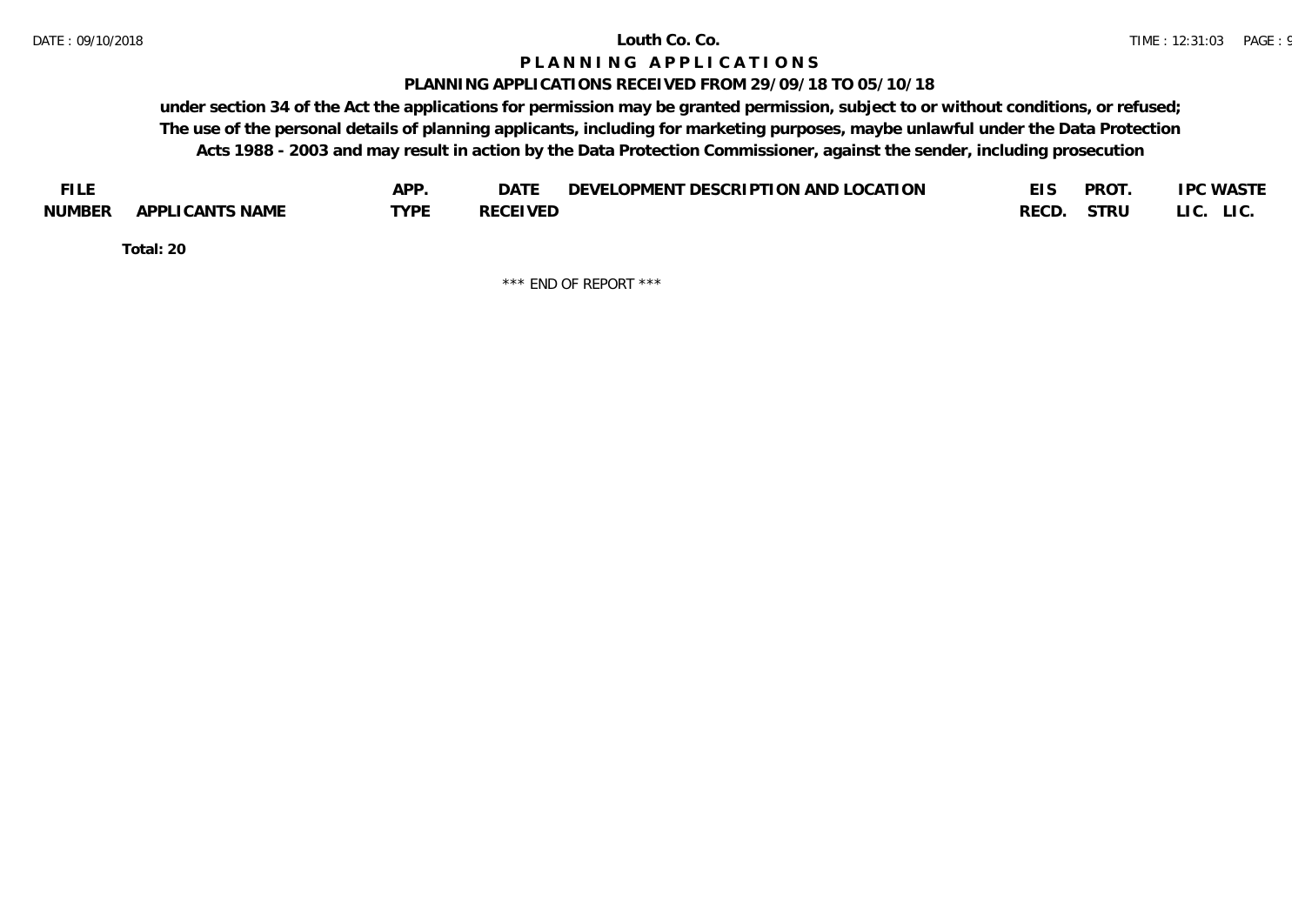# PLANNING APPLICATIONS

## PLANNING APPLICATIONS RECEIVED FROM 29/09/18 TO 05/10/18

**under section 34 of the Act the applications for permission may be granted permission, subject to or without conditions, or refused; The use of the personal details of planning applicants, including for marketing purposes, maybe unlawful under the Data Protection Acts 1988 - 2003 and may result in action by the Data Protection Commissioner, against the sender, including prosecution**

| FILE NUMBER | APPLICANTS NAME | APP. TYPE | DATE RECEIVED | DEVELOPMENT DESCRIPTION AND LOCATION | EIS RECD. | PROT. STRU | IPC LIC. | WASTE LIC. |
|---|---|---|---|---|---|---|---|---|

**Total: 20**

\*\*\* END OF REPORT \*\*\*